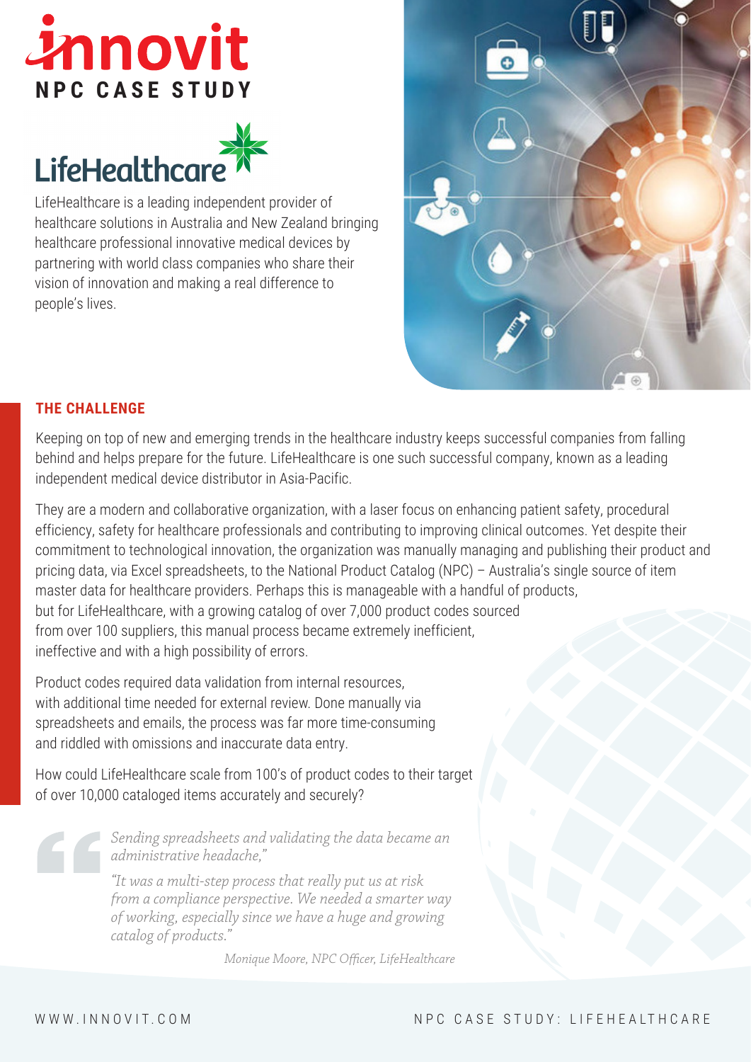# innovit

## NPC CASE STUDY

LifeHealthcare

LifeHealthcare is a leading independent provider of healthcare solutions in Australia and New Zealand bringing healthcare professional innovative medical devices by partnering with world class companies who share their vision of innovation and making a real difference to people's lives.

## THE CHALLENGE

Keeping on top of new and emerging trends in the healthcare industry keeps successful companies from falling behind and helps prepare for the future. LifeHealthcare is one such successful company, known as a leading independent medical device distributor in Asia-Pacific.

They are a modern and collaborative organization, with a laser focus on enhancing patient safety, procedural efficiency, safety for healthcare professionals and contributing to improving clinical outcomes. Yet despite their commitment to technological innovation, the organization was manually managing and publishing their product and pricing data, via Excel spreadsheets, to the National Product Catalog (NPC) – Australia's single source of item master data for healthcare providers. Perhaps this is manageable with a handful of products, but for LifeHealthcare, with a growing catalog of over 7,000 product codes sourced from over 100 suppliers, this manual process became extremely inefficient, ineffective and with a high possibility of errors.

Product codes required data validation from internal resources, with additional time needed for external review. Done manually via spreadsheets and emails, the process was far more time-consuming and riddled with omissions and inaccurate data entry.

How could LifeHealthcare scale from 100's of product codes to their target of over 10,000 cataloged items accurately and securely?

> *Sending spreadsheets and validating the data became an administrative headache,"*
>
> *"It was a multi-step process that really put us at risk from a compliance perspective. We needed a smarter way of working, especially since we have a huge and growing catalog of products."*
>
> *Monique Moore, NPC Officer, LifeHealthcare*

WWW.INNOVIT.COM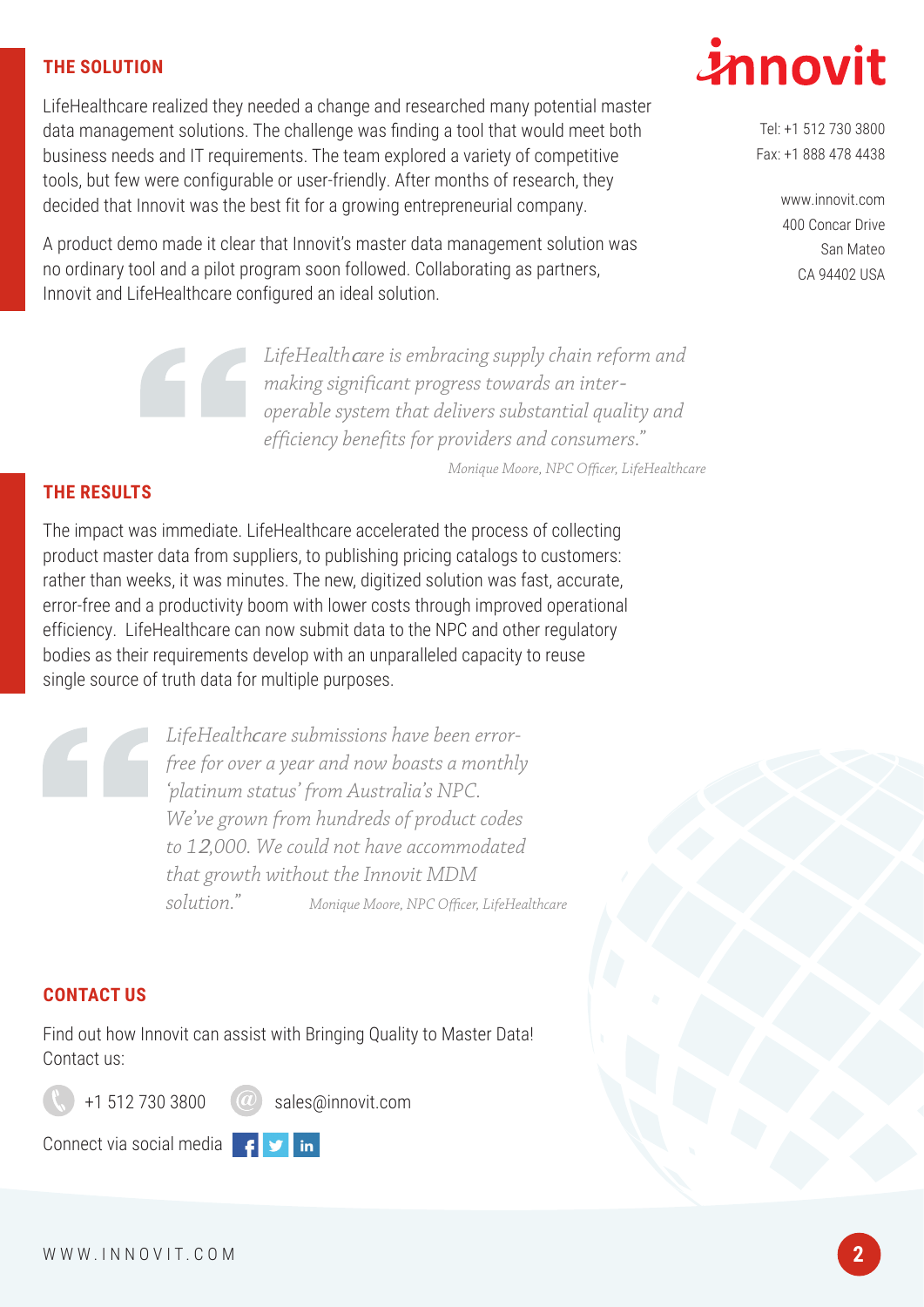## THE SOLUTION

LifeHealthcare realized they needed a change and researched many potential master data management solutions. The challenge was finding a tool that would meet both business needs and IT requirements. The team explored a variety of competitive tools, but few were configurable or user-friendly. After months of research, they decided that Innovit was the best fit for a growing entrepreneurial company.

A product demo made it clear that Innovit's master data management solution was no ordinary tool and a pilot program soon followed. Collaborating as partners, Innovit and LifeHealthcare configured an ideal solution.

> *LifeHealthcare is embracing supply chain reform and making significant progress towards an inter-operable system that delivers substantial quality and efficiency benefits for providers and consumers."*
>
> *Monique Moore, NPC Officer, LifeHealthcare*

## THE RESULTS

The impact was immediate. LifeHealthcare accelerated the process of collecting product master data from suppliers, to publishing pricing catalogs to customers: rather than weeks, it was minutes. The new, digitized solution was fast, accurate, error-free and a productivity boom with lower costs through improved operational efficiency. LifeHealthcare can now submit data to the NPC and other regulatory bodies as their requirements develop with an unparalleled capacity to reuse single source of truth data for multiple purposes.

> *LifeHealthcare submissions have been error-free for over a year and now boasts a monthly 'platinum status' from Australia's NPC. We've grown from hundreds of product codes to 12,000. We could not have accommodated that growth without the Innovit MDM solution."*
>
> *Monique Moore, NPC Officer, LifeHealthcare*

## CONTACT US

Find out how Innovit can assist with Bringing Quality to Master Data! Contact us:

+1 512 730 3800 sales@innovit.com

Connect via social media

innovit

Tel: +1 512 730 3800
Fax: +1 888 478 4438

www.innovit.com
400 Concar Drive
San Mateo
CA 94402 USA